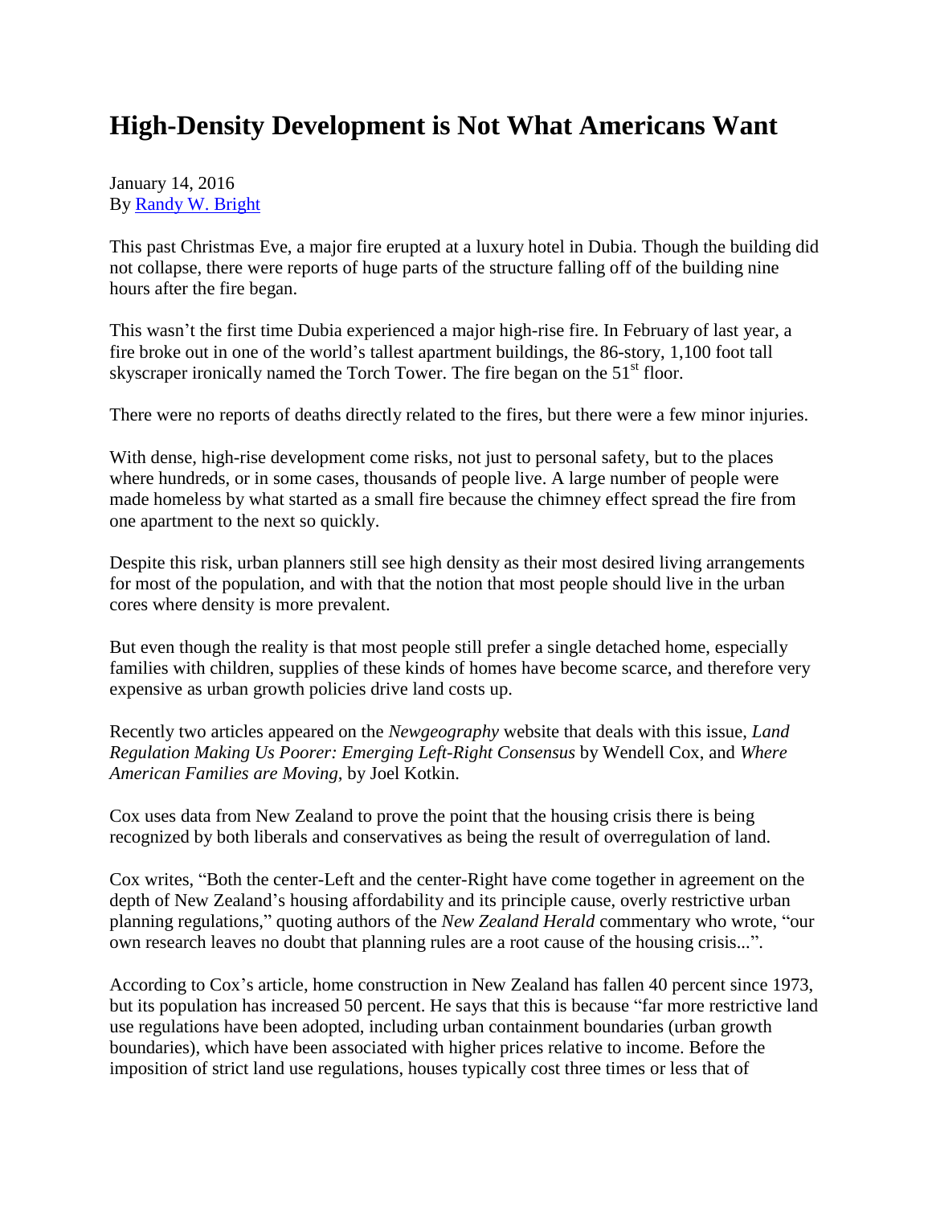# High-Density Development is Not What Americans Want

January 14, 2016
By [Randy W. Bright]

This past Christmas Eve, a major fire erupted at a luxury hotel in Dubia. Though the building did not collapse, there were reports of huge parts of the structure falling off of the building nine hours after the fire began.

This wasn't the first time Dubia experienced a major high-rise fire. In February of last year, a fire broke out in one of the world's tallest apartment buildings, the 86-story, 1,100 foot tall skyscraper ironically named the Torch Tower. The fire began on the 51st floor.

There were no reports of deaths directly related to the fires, but there were a few minor injuries.

With dense, high-rise development come risks, not just to personal safety, but to the places where hundreds, or in some cases, thousands of people live. A large number of people were made homeless by what started as a small fire because the chimney effect spread the fire from one apartment to the next so quickly.

Despite this risk, urban planners still see high density as their most desired living arrangements for most of the population, and with that the notion that most people should live in the urban cores where density is more prevalent.

But even though the reality is that most people still prefer a single detached home, especially families with children, supplies of these kinds of homes have become scarce, and therefore very expensive as urban growth policies drive land costs up.

Recently two articles appeared on the *Newgeography* website that deals with this issue, *Land Regulation Making Us Poorer: Emerging Left-Right Consensus* by Wendell Cox, and *Where American Families are Moving,* by Joel Kotkin.

Cox uses data from New Zealand to prove the point that the housing crisis there is being recognized by both liberals and conservatives as being the result of overregulation of land.

Cox writes, "Both the center-Left and the center-Right have come together in agreement on the depth of New Zealand's housing affordability and its principle cause, overly restrictive urban planning regulations," quoting authors of the *New Zealand Herald* commentary who wrote, "our own research leaves no doubt that planning rules are a root cause of the housing crisis...".

According to Cox's article, home construction in New Zealand has fallen 40 percent since 1973, but its population has increased 50 percent. He says that this is because "far more restrictive land use regulations have been adopted, including urban containment boundaries (urban growth boundaries), which have been associated with higher prices relative to income. Before the imposition of strict land use regulations, houses typically cost three times or less that of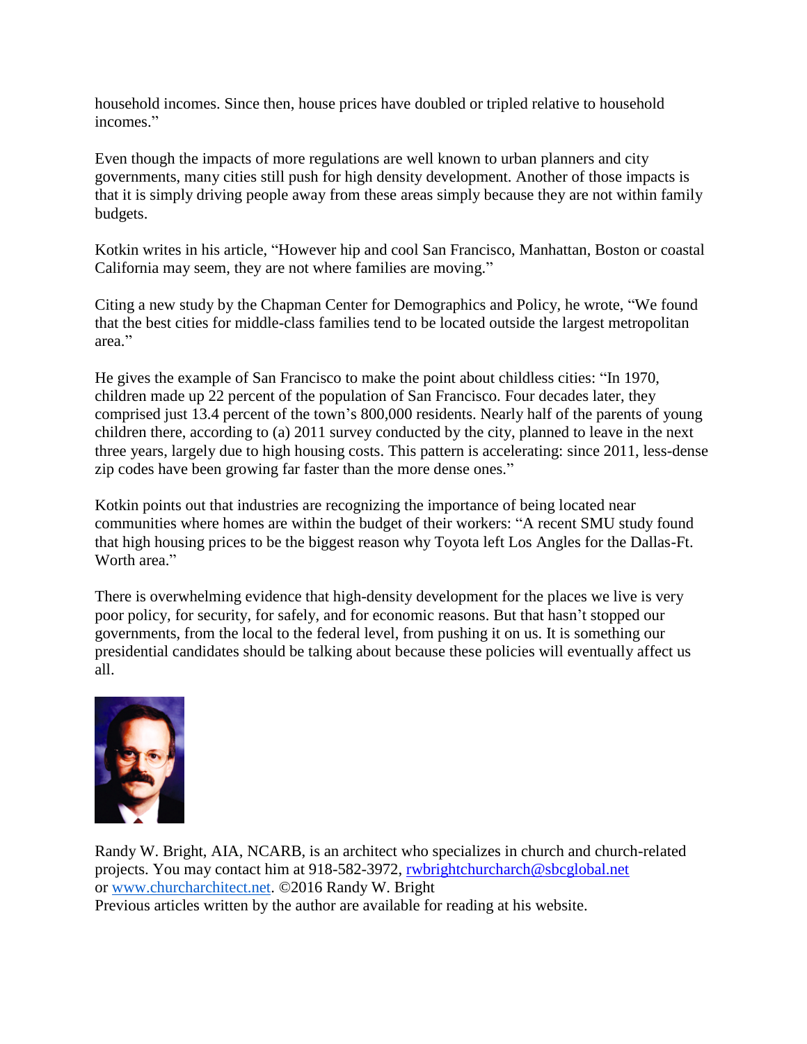household incomes. Since then, house prices have doubled or tripled relative to household incomes."

Even though the impacts of more regulations are well known to urban planners and city governments, many cities still push for high density development. Another of those impacts is that it is simply driving people away from these areas simply because they are not within family budgets.

Kotkin writes in his article, "However hip and cool San Francisco, Manhattan, Boston or coastal California may seem, they are not where families are moving."

Citing a new study by the Chapman Center for Demographics and Policy, he wrote, "We found that the best cities for middle-class families tend to be located outside the largest metropolitan area."

He gives the example of San Francisco to make the point about childless cities: "In 1970, children made up 22 percent of the population of San Francisco. Four decades later, they comprised just 13.4 percent of the town's 800,000 residents. Nearly half of the parents of young children there, according to (a) 2011 survey conducted by the city, planned to leave in the next three years, largely due to high housing costs. This pattern is accelerating: since 2011, less-dense zip codes have been growing far faster than the more dense ones."

Kotkin points out that industries are recognizing the importance of being located near communities where homes are within the budget of their workers: "A recent SMU study found that high housing prices to be the biggest reason why Toyota left Los Angles for the Dallas-Ft. Worth area."

There is overwhelming evidence that high-density development for the places we live is very poor policy, for security, for safely, and for economic reasons. But that hasn't stopped our governments, from the local to the federal level, from pushing it on us. It is something our presidential candidates should be talking about because these policies will eventually affect us all.

Randy W. Bright, AIA, NCARB, is an architect who specializes in church and church-related projects. You may contact him at 918-582-3972, [rwbrightchurcharch@sbcglobal.net](mailto:rwbrightchurcharch@sbcglobal.net) or [www.churcharchitect.net](http://www.churcharchitect.net). ©2016 Randy W. Bright
Previous articles written by the author are available for reading at his website.